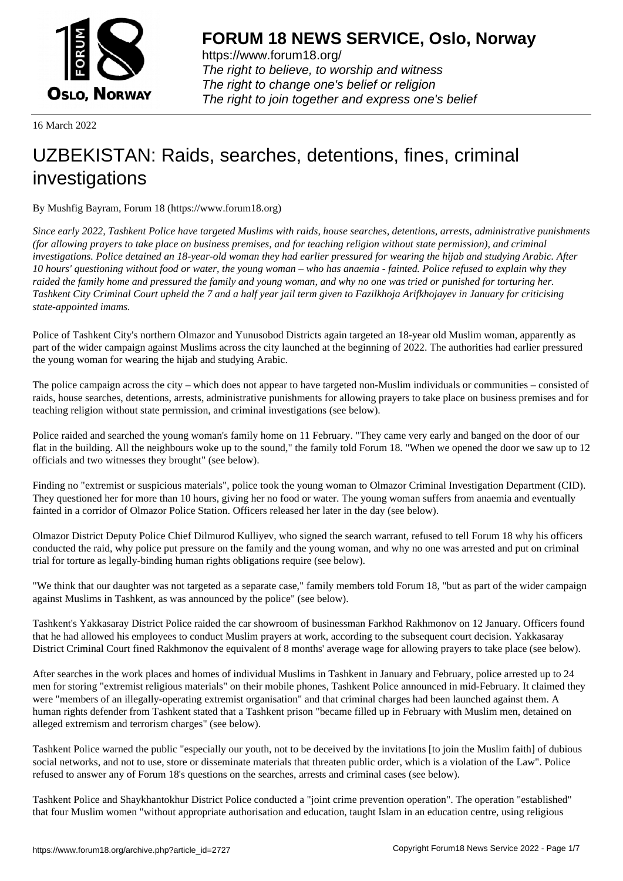# FORUM 18 NEWS SERVICE, Oslo, Norway

https://www.forum18.org/
*The right to believe, to worship and witness*
*The right to change one's belief or religion*
*The right to join together and express one's belief*

16 March 2022

# UZBEKISTAN: Raids, searches, detentions, fines, criminal investigations

By Mushfig Bayram, Forum 18 (https://www.forum18.org)

*Since early 2022, Tashkent Police have targeted Muslims with raids, house searches, detentions, arrests, administrative punishments (for allowing prayers to take place on business premises, and for teaching religion without state permission), and criminal investigations. Police detained an 18-year-old woman they had earlier pressured for wearing the hijab and studying Arabic. After 10 hours' questioning without food or water, the young woman – who has anaemia - fainted. Police refused to explain why they raided the family home and pressured the family and young woman, and why no one was tried or punished for torturing her. Tashkent City Criminal Court upheld the 7 and a half year jail term given to Fazilkhoja Arifkhojayev in January for criticising state-appointed imams.*

Police of Tashkent City's northern Olmazor and Yunusobod Districts again targeted an 18-year old Muslim woman, apparently as part of the wider campaign against Muslims across the city launched at the beginning of 2022. The authorities had earlier pressured the young woman for wearing the hijab and studying Arabic.

The police campaign across the city – which does not appear to have targeted non-Muslim individuals or communities – consisted of raids, house searches, detentions, arrests, administrative punishments for allowing prayers to take place on business premises and for teaching religion without state permission, and criminal investigations (see below).

Police raided and searched the young woman's family home on 11 February. "They came very early and banged on the door of our flat in the building. All the neighbours woke up to the sound," the family told Forum 18. "When we opened the door we saw up to 12 officials and two witnesses they brought" (see below).

Finding no "extremist or suspicious materials", police took the young woman to Olmazor Criminal Investigation Department (CID). They questioned her for more than 10 hours, giving her no food or water. The young woman suffers from anaemia and eventually fainted in a corridor of Olmazor Police Station. Officers released her later in the day (see below).

Olmazor District Deputy Police Chief Dilmurod Kulliyev, who signed the search warrant, refused to tell Forum 18 why his officers conducted the raid, why police put pressure on the family and the young woman, and why no one was arrested and put on criminal trial for torture as legally-binding human rights obligations require (see below).

"We think that our daughter was not targeted as a separate case," family members told Forum 18, "but as part of the wider campaign against Muslims in Tashkent, as was announced by the police" (see below).

Tashkent's Yakkasaray District Police raided the car showroom of businessman Farkhod Rakhmonov on 12 January. Officers found that he had allowed his employees to conduct Muslim prayers at work, according to the subsequent court decision. Yakkasaray District Criminal Court fined Rakhmonov the equivalent of 8 months' average wage for allowing prayers to take place (see below).

After searches in the work places and homes of individual Muslims in Tashkent in January and February, police arrested up to 24 men for storing "extremist religious materials" on their mobile phones, Tashkent Police announced in mid-February. It claimed they were "members of an illegally-operating extremist organisation" and that criminal charges had been launched against them. A human rights defender from Tashkent stated that a Tashkent prison "became filled up in February with Muslim men, detained on alleged extremism and terrorism charges" (see below).

Tashkent Police warned the public "especially our youth, not to be deceived by the invitations [to join the Muslim faith] of dubious social networks, and not to use, store or disseminate materials that threaten public order, which is a violation of the Law". Police refused to answer any of Forum 18's questions on the searches, arrests and criminal cases (see below).

Tashkent Police and Shaykhantokhur District Police conducted a "joint crime prevention operation". The operation "established" that four Muslim women "without appropriate authorisation and education, taught Islam in an education centre, using religious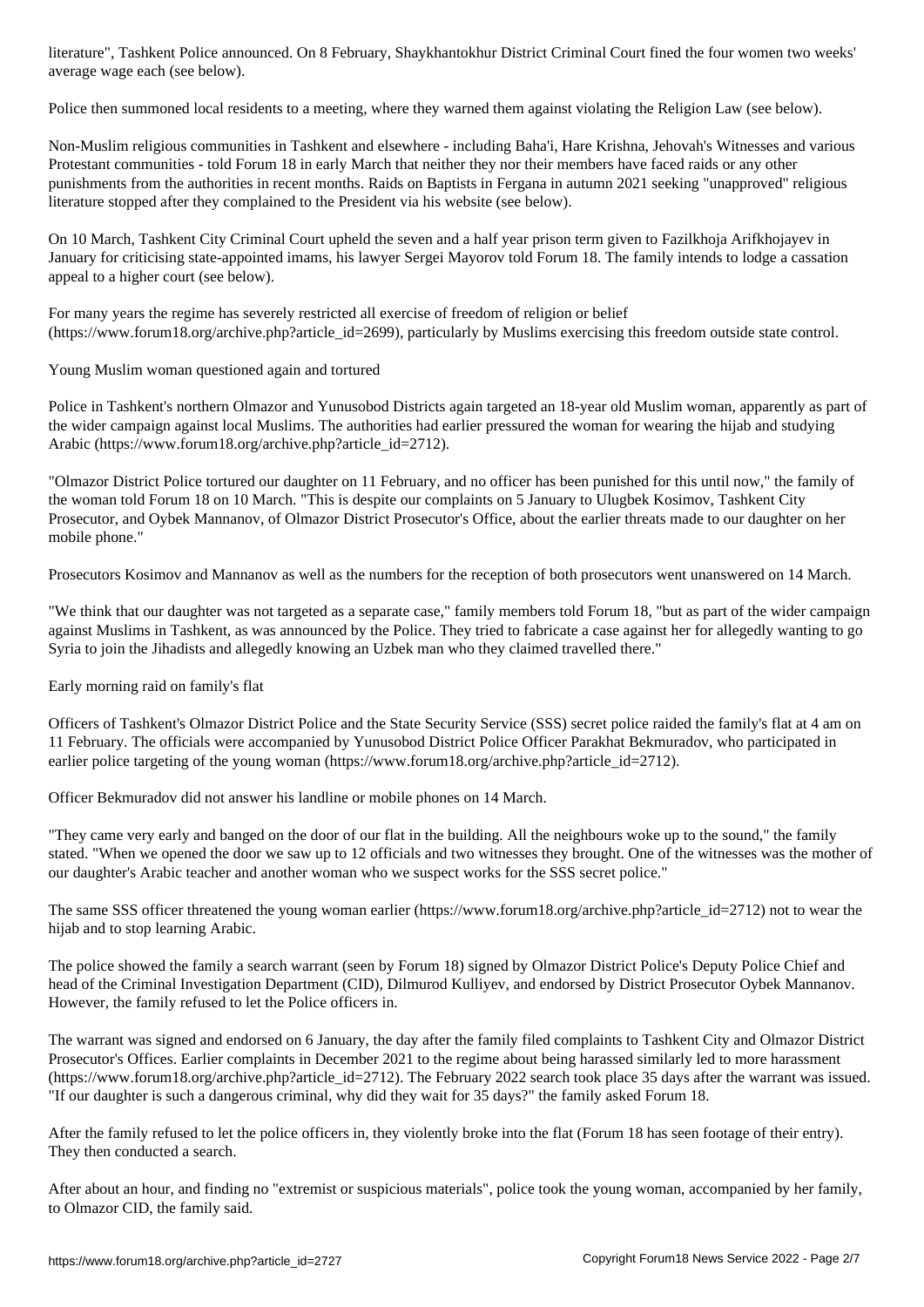literature", Tashkent Police announced. On 8 February, Shaykhantokhur District Criminal Court fined the four women two weeks' average wage each (see below).

Police then summoned local residents to a meeting, where they warned them against violating the Religion Law (see below).

Non-Muslim religious communities in Tashkent and elsewhere - including Baha'i, Hare Krishna, Jehovah's Witnesses and various Protestant communities - told Forum 18 in early March that neither they nor their members have faced raids or any other punishments from the authorities in recent months. Raids on Baptists in Fergana in autumn 2021 seeking "unapproved" religious literature stopped after they complained to the President via his website (see below).

On 10 March, Tashkent City Criminal Court upheld the seven and a half year prison term given to Fazilkhoja Arifkhojayev in January for criticising state-appointed imams, his lawyer Sergei Mayorov told Forum 18. The family intends to lodge a cassation appeal to a higher court (see below).

For many years the regime has severely restricted all exercise of freedom of religion or belief (https://www.forum18.org/archive.php?article_id=2699), particularly by Muslims exercising this freedom outside state control.

## Young Muslim woman questioned again and tortured

Police in Tashkent's northern Olmazor and Yunusobod Districts again targeted an 18-year old Muslim woman, apparently as part of the wider campaign against local Muslims. The authorities had earlier pressured the woman for wearing the hijab and studying Arabic (https://www.forum18.org/archive.php?article_id=2712).

"Olmazor District Police tortured our daughter on 11 February, and no officer has been punished for this until now," the family of the woman told Forum 18 on 10 March. "This is despite our complaints on 5 January to Ulugbek Kosimov, Tashkent City Prosecutor, and Oybek Mannanov, of Olmazor District Prosecutor's Office, about the earlier threats made to our daughter on her mobile phone."

Prosecutors Kosimov and Mannanov as well as the numbers for the reception of both prosecutors went unanswered on 14 March.

"We think that our daughter was not targeted as a separate case," family members told Forum 18, "but as part of the wider campaign against Muslims in Tashkent, as was announced by the Police. They tried to fabricate a case against her for allegedly wanting to go Syria to join the Jihadists and allegedly knowing an Uzbek man who they claimed travelled there."

## Early morning raid on family's flat

Officers of Tashkent's Olmazor District Police and the State Security Service (SSS) secret police raided the family's flat at 4 am on 11 February. The officials were accompanied by Yunusobod District Police Officer Parakhat Bekmuradov, who participated in earlier police targeting of the young woman (https://www.forum18.org/archive.php?article_id=2712).

Officer Bekmuradov did not answer his landline or mobile phones on 14 March.

"They came very early and banged on the door of our flat in the building. All the neighbours woke up to the sound," the family stated. "When we opened the door we saw up to 12 officials and two witnesses they brought. One of the witnesses was the mother of our daughter's Arabic teacher and another woman who we suspect works for the SSS secret police."

The same SSS officer threatened the young woman earlier (https://www.forum18.org/archive.php?article_id=2712) not to wear the hijab and to stop learning Arabic.

The police showed the family a search warrant (seen by Forum 18) signed by Olmazor District Police's Deputy Police Chief and head of the Criminal Investigation Department (CID), Dilmurod Kulliyev, and endorsed by District Prosecutor Oybek Mannanov. However, the family refused to let the Police officers in.

The warrant was signed and endorsed on 6 January, the day after the family filed complaints to Tashkent City and Olmazor District Prosecutor's Offices. Earlier complaints in December 2021 to the regime about being harassed similarly led to more harassment (https://www.forum18.org/archive.php?article_id=2712). The February 2022 search took place 35 days after the warrant was issued. "If our daughter is such a dangerous criminal, why did they wait for 35 days?" the family asked Forum 18.

After the family refused to let the police officers in, they violently broke into the flat (Forum 18 has seen footage of their entry). They then conducted a search.

After about an hour, and finding no "extremist or suspicious materials", police took the young woman, accompanied by her family, to Olmazor CID, the family said.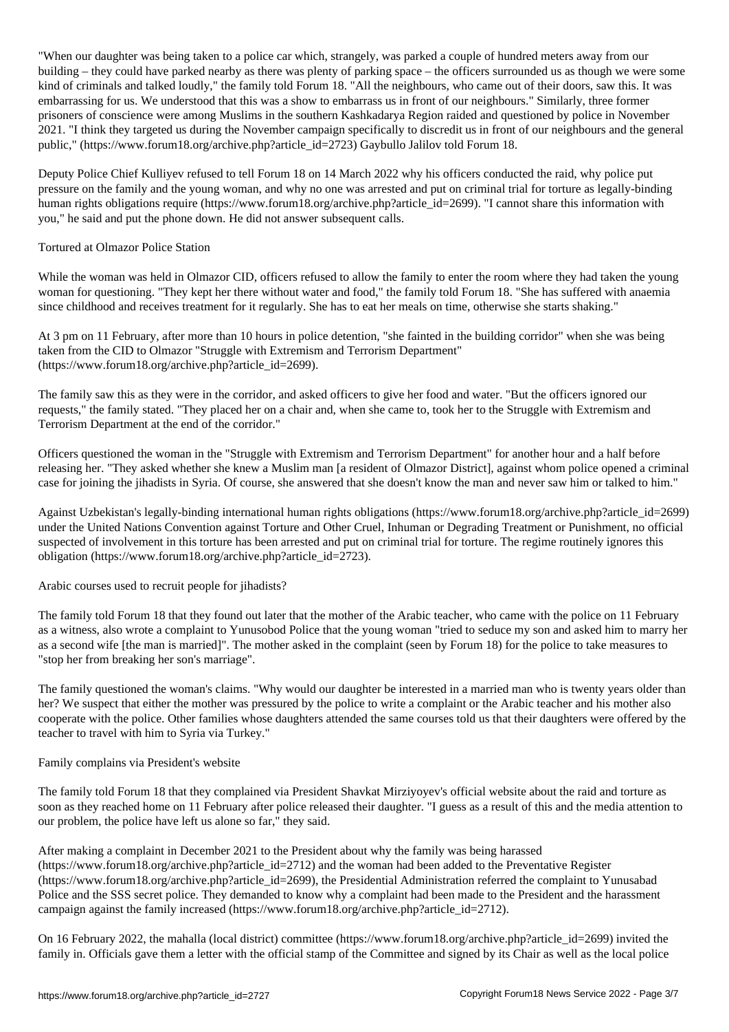"When our daughter was being taken to a police car which, strangely, was parked a couple of hundred meters away from our building – they could have parked nearby as there was plenty of parking space – the officers surrounded us as though we were some kind of criminals and talked loudly," the family told Forum 18. "All the neighbours, who came out of their doors, saw this. It was embarrassing for us. We understood that this was a show to embarrass us in front of our neighbours." Similarly, three former prisoners of conscience were among Muslims in the southern Kashkadarya Region raided and questioned by police in November 2021. "I think they targeted us during the November campaign specifically to discredit us in front of our neighbours and the general public," (https://www.forum18.org/archive.php?article_id=2723) Gaybullo Jalilov told Forum 18.

Deputy Police Chief Kulliyev refused to tell Forum 18 on 14 March 2022 why his officers conducted the raid, why police put pressure on the family and the young woman, and why no one was arrested and put on criminal trial for torture as legally-binding human rights obligations require (https://www.forum18.org/archive.php?article_id=2699). "I cannot share this information with you," he said and put the phone down. He did not answer subsequent calls.

## Tortured at Olmazor Police Station

While the woman was held in Olmazor CID, officers refused to allow the family to enter the room where they had taken the young woman for questioning. "They kept her there without water and food," the family told Forum 18. "She has suffered with anaemia since childhood and receives treatment for it regularly. She has to eat her meals on time, otherwise she starts shaking."

At 3 pm on 11 February, after more than 10 hours in police detention, "she fainted in the building corridor" when she was being taken from the CID to Olmazor "Struggle with Extremism and Terrorism Department" (https://www.forum18.org/archive.php?article_id=2699).

The family saw this as they were in the corridor, and asked officers to give her food and water. "But the officers ignored our requests," the family stated. "They placed her on a chair and, when she came to, took her to the Struggle with Extremism and Terrorism Department at the end of the corridor."

Officers questioned the woman in the "Struggle with Extremism and Terrorism Department" for another hour and a half before releasing her. "They asked whether she knew a Muslim man [a resident of Olmazor District], against whom police opened a criminal case for joining the jihadists in Syria. Of course, she answered that she doesn't know the man and never saw him or talked to him."

Against Uzbekistan's legally-binding international human rights obligations (https://www.forum18.org/archive.php?article_id=2699) under the United Nations Convention against Torture and Other Cruel, Inhuman or Degrading Treatment or Punishment, no official suspected of involvement in this torture has been arrested and put on criminal trial for torture. The regime routinely ignores this obligation (https://www.forum18.org/archive.php?article_id=2723).

## Arabic courses used to recruit people for jihadists?

The family told Forum 18 that they found out later that the mother of the Arabic teacher, who came with the police on 11 February as a witness, also wrote a complaint to Yunusobod Police that the young woman "tried to seduce my son and asked him to marry her as a second wife [the man is married]". The mother asked in the complaint (seen by Forum 18) for the police to take measures to "stop her from breaking her son's marriage".

The family questioned the woman's claims. "Why would our daughter be interested in a married man who is twenty years older than her? We suspect that either the mother was pressured by the police to write a complaint or the Arabic teacher and his mother also cooperate with the police. Other families whose daughters attended the same courses told us that their daughters were offered by the teacher to travel with him to Syria via Turkey."

## Family complains via President's website

The family told Forum 18 that they complained via President Shavkat Mirziyoyev's official website about the raid and torture as soon as they reached home on 11 February after police released their daughter. "I guess as a result of this and the media attention to our problem, the police have left us alone so far," they said.

After making a complaint in December 2021 to the President about why the family was being harassed (https://www.forum18.org/archive.php?article_id=2712) and the woman had been added to the Preventative Register (https://www.forum18.org/archive.php?article_id=2699), the Presidential Administration referred the complaint to Yunusabad Police and the SSS secret police. They demanded to know why a complaint had been made to the President and the harassment campaign against the family increased (https://www.forum18.org/archive.php?article_id=2712).

On 16 February 2022, the mahalla (local district) committee (https://www.forum18.org/archive.php?article_id=2699) invited the family in. Officials gave them a letter with the official stamp of the Committee and signed by its Chair as well as the local police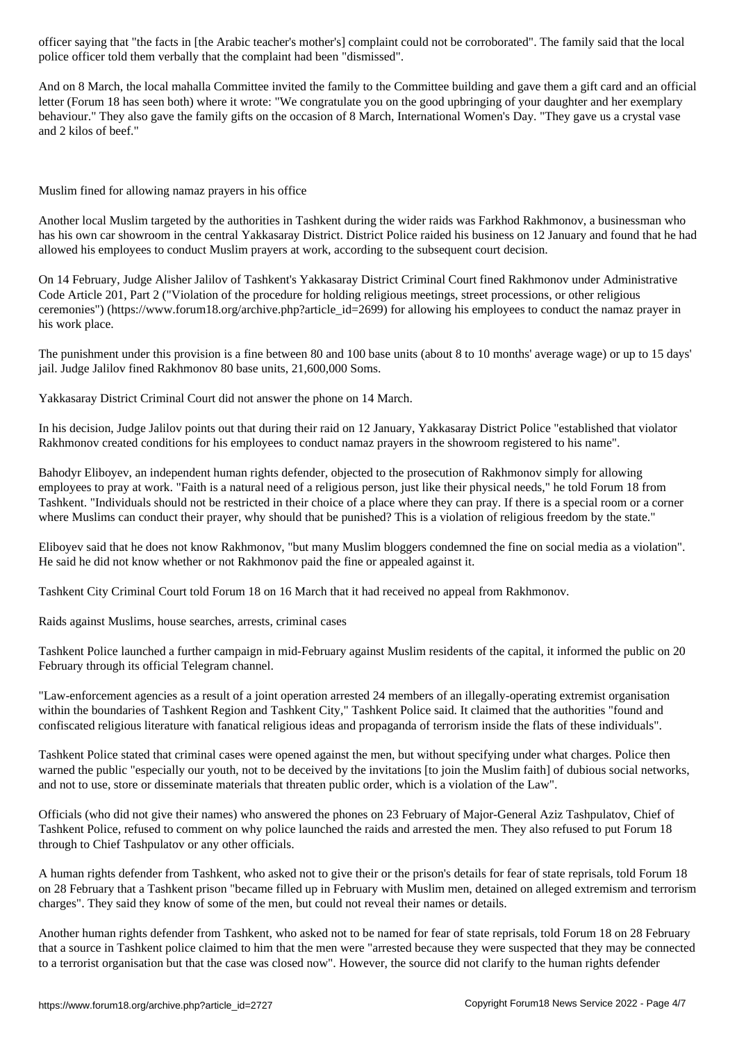officer saying that "the facts in [the Arabic teacher's mother's] complaint could not be corroborated". The family said that the local police officer told them verbally that the complaint had been "dismissed".

And on 8 March, the local mahalla Committee invited the family to the Committee building and gave them a gift card and an official letter (Forum 18 has seen both) where it wrote: "We congratulate you on the good upbringing of your daughter and her exemplary behaviour." They also gave the family gifts on the occasion of 8 March, International Women's Day. "They gave us a crystal vase and 2 kilos of beef."

## Muslim fined for allowing namaz prayers in his office

Another local Muslim targeted by the authorities in Tashkent during the wider raids was Farkhod Rakhmonov, a businessman who has his own car showroom in the central Yakkasaray District. District Police raided his business on 12 January and found that he had allowed his employees to conduct Muslim prayers at work, according to the subsequent court decision.

On 14 February, Judge Alisher Jalilov of Tashkent's Yakkasaray District Criminal Court fined Rakhmonov under Administrative Code Article 201, Part 2 ("Violation of the procedure for holding religious meetings, street processions, or other religious ceremonies") (https://www.forum18.org/archive.php?article_id=2699) for allowing his employees to conduct the namaz prayer in his work place.

The punishment under this provision is a fine between 80 and 100 base units (about 8 to 10 months' average wage) or up to 15 days' jail. Judge Jalilov fined Rakhmonov 80 base units, 21,600,000 Soms.

Yakkasaray District Criminal Court did not answer the phone on 14 March.

In his decision, Judge Jalilov points out that during their raid on 12 January, Yakkasaray District Police "established that violator Rakhmonov created conditions for his employees to conduct namaz prayers in the showroom registered to his name".

Bahodyr Eliboyev, an independent human rights defender, objected to the prosecution of Rakhmonov simply for allowing employees to pray at work. "Faith is a natural need of a religious person, just like their physical needs," he told Forum 18 from Tashkent. "Individuals should not be restricted in their choice of a place where they can pray. If there is a special room or a corner where Muslims can conduct their prayer, why should that be punished? This is a violation of religious freedom by the state."

Eliboyev said that he does not know Rakhmonov, "but many Muslim bloggers condemned the fine on social media as a violation". He said he did not know whether or not Rakhmonov paid the fine or appealed against it.

Tashkent City Criminal Court told Forum 18 on 16 March that it had received no appeal from Rakhmonov.

## Raids against Muslims, house searches, arrests, criminal cases

Tashkent Police launched a further campaign in mid-February against Muslim residents of the capital, it informed the public on 20 February through its official Telegram channel.

"Law-enforcement agencies as a result of a joint operation arrested 24 members of an illegally-operating extremist organisation within the boundaries of Tashkent Region and Tashkent City," Tashkent Police said. It claimed that the authorities "found and confiscated religious literature with fanatical religious ideas and propaganda of terrorism inside the flats of these individuals".

Tashkent Police stated that criminal cases were opened against the men, but without specifying under what charges. Police then warned the public "especially our youth, not to be deceived by the invitations [to join the Muslim faith] of dubious social networks, and not to use, store or disseminate materials that threaten public order, which is a violation of the Law".

Officials (who did not give their names) who answered the phones on 23 February of Major-General Aziz Tashpulatov, Chief of Tashkent Police, refused to comment on why police launched the raids and arrested the men. They also refused to put Forum 18 through to Chief Tashpulatov or any other officials.

A human rights defender from Tashkent, who asked not to give their or the prison's details for fear of state reprisals, told Forum 18 on 28 February that a Tashkent prison "became filled up in February with Muslim men, detained on alleged extremism and terrorism charges". They said they know of some of the men, but could not reveal their names or details.

Another human rights defender from Tashkent, who asked not to be named for fear of state reprisals, told Forum 18 on 28 February that a source in Tashkent police claimed to him that the men were "arrested because they were suspected that they may be connected to a terrorist organisation but that the case was closed now". However, the source did not clarify to the human rights defender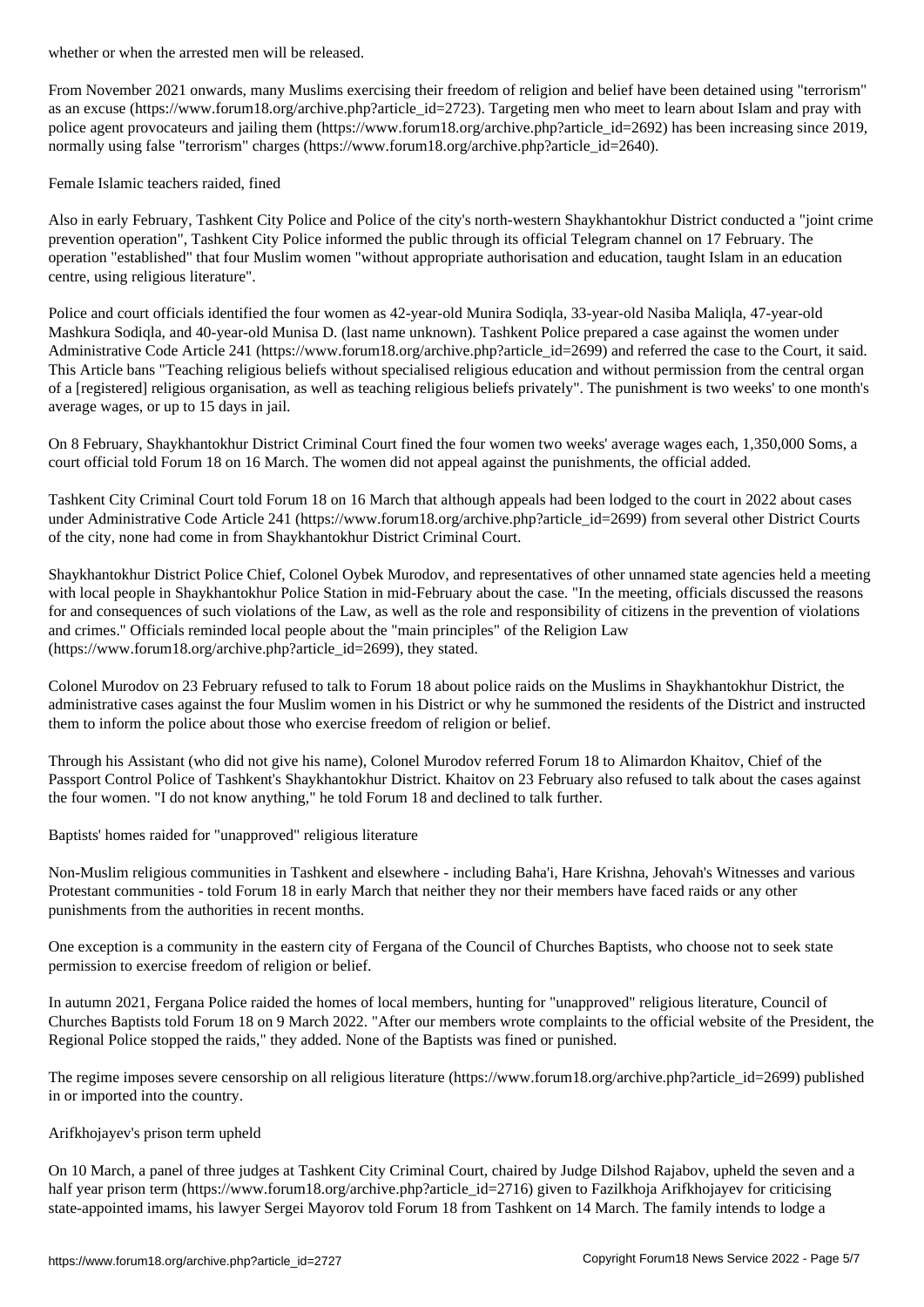whether or when the arrested men will be released.

From November 2021 onwards, many Muslims exercising their freedom of religion and belief have been detained using "terrorism" as an excuse (https://www.forum18.org/archive.php?article_id=2723). Targeting men who meet to learn about Islam and pray with police agent provocateurs and jailing them (https://www.forum18.org/archive.php?article_id=2692) has been increasing since 2019, normally using false "terrorism" charges (https://www.forum18.org/archive.php?article_id=2640).

## Female Islamic teachers raided, fined

Also in early February, Tashkent City Police and Police of the city's north-western Shaykhantokhur District conducted a "joint crime prevention operation", Tashkent City Police informed the public through its official Telegram channel on 17 February. The operation "established" that four Muslim women "without appropriate authorisation and education, taught Islam in an education centre, using religious literature".

Police and court officials identified the four women as 42-year-old Munira Sodiqla, 33-year-old Nasiba Maliqla, 47-year-old Mashkura Sodiqla, and 40-year-old Munisa D. (last name unknown). Tashkent Police prepared a case against the women under Administrative Code Article 241 (https://www.forum18.org/archive.php?article_id=2699) and referred the case to the Court, it said. This Article bans "Teaching religious beliefs without specialised religious education and without permission from the central organ of a [registered] religious organisation, as well as teaching religious beliefs privately". The punishment is two weeks' to one month's average wages, or up to 15 days in jail.

On 8 February, Shaykhantokhur District Criminal Court fined the four women two weeks' average wages each, 1,350,000 Soms, a court official told Forum 18 on 16 March. The women did not appeal against the punishments, the official added.

Tashkent City Criminal Court told Forum 18 on 16 March that although appeals had been lodged to the court in 2022 about cases under Administrative Code Article 241 (https://www.forum18.org/archive.php?article_id=2699) from several other District Courts of the city, none had come in from Shaykhantokhur District Criminal Court.

Shaykhantokhur District Police Chief, Colonel Oybek Murodov, and representatives of other unnamed state agencies held a meeting with local people in Shaykhantokhur Police Station in mid-February about the case. "In the meeting, officials discussed the reasons for and consequences of such violations of the Law, as well as the role and responsibility of citizens in the prevention of violations and crimes." Officials reminded local people about the "main principles" of the Religion Law (https://www.forum18.org/archive.php?article_id=2699), they stated.

Colonel Murodov on 23 February refused to talk to Forum 18 about police raids on the Muslims in Shaykhantokhur District, the administrative cases against the four Muslim women in his District or why he summoned the residents of the District and instructed them to inform the police about those who exercise freedom of religion or belief.

Through his Assistant (who did not give his name), Colonel Murodov referred Forum 18 to Alimardon Khaitov, Chief of the Passport Control Police of Tashkent's Shaykhantokhur District. Khaitov on 23 February also refused to talk about the cases against the four women. "I do not know anything," he told Forum 18 and declined to talk further.

## Baptists' homes raided for "unapproved" religious literature

Non-Muslim religious communities in Tashkent and elsewhere - including Baha'i, Hare Krishna, Jehovah's Witnesses and various Protestant communities - told Forum 18 in early March that neither they nor their members have faced raids or any other punishments from the authorities in recent months.

One exception is a community in the eastern city of Fergana of the Council of Churches Baptists, who choose not to seek state permission to exercise freedom of religion or belief.

In autumn 2021, Fergana Police raided the homes of local members, hunting for "unapproved" religious literature, Council of Churches Baptists told Forum 18 on 9 March 2022. "After our members wrote complaints to the official website of the President, the Regional Police stopped the raids," they added. None of the Baptists was fined or punished.

The regime imposes severe censorship on all religious literature (https://www.forum18.org/archive.php?article_id=2699) published in or imported into the country.

## Arifkhojayev's prison term upheld

On 10 March, a panel of three judges at Tashkent City Criminal Court, chaired by Judge Dilshod Rajabov, upheld the seven and a half year prison term (https://www.forum18.org/archive.php?article_id=2716) given to Fazilkhoja Arifkhojayev for criticising state-appointed imams, his lawyer Sergei Mayorov told Forum 18 from Tashkent on 14 March. The family intends to lodge a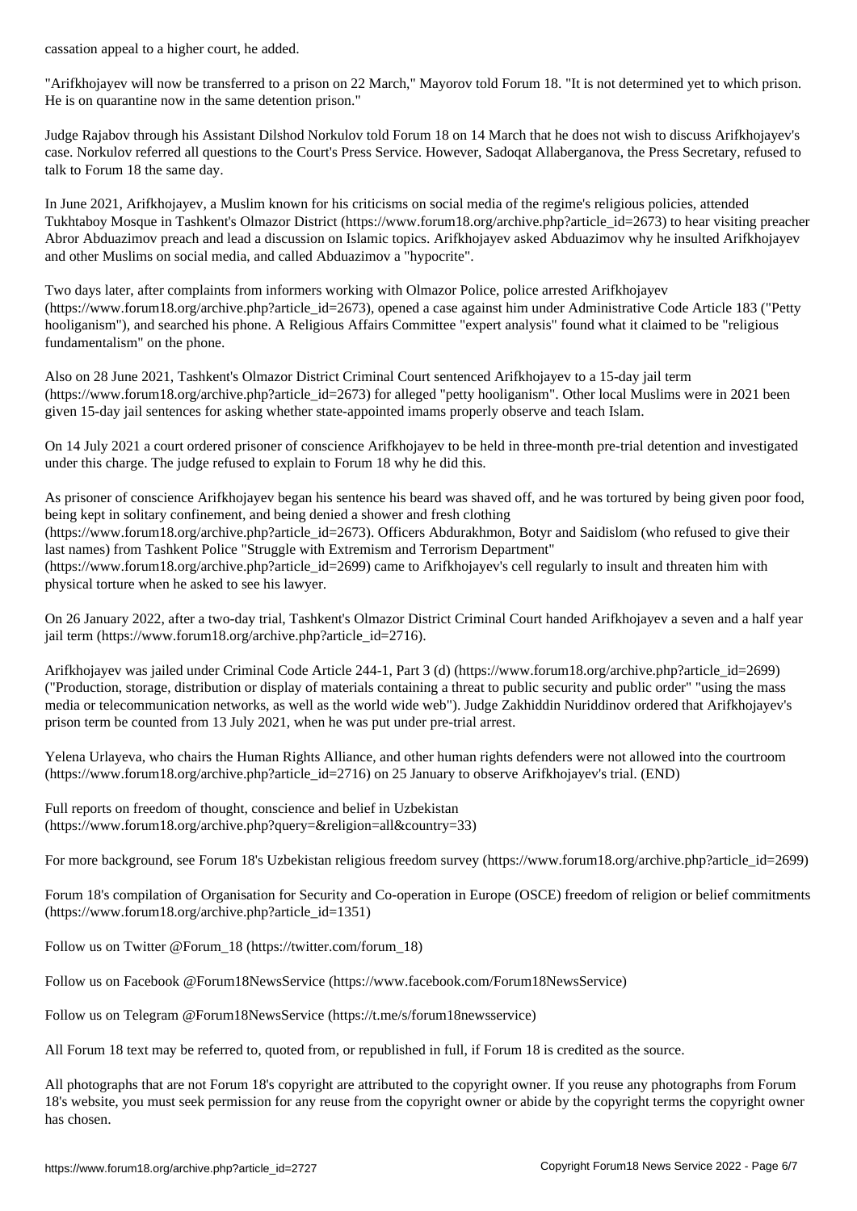cassation appeal to a higher court, he added.

"Arifkhojayev will now be transferred to a prison on 22 March," Mayorov told Forum 18. "It is not determined yet to which prison. He is on quarantine now in the same detention prison."

Judge Rajabov through his Assistant Dilshod Norkulov told Forum 18 on 14 March that he does not wish to discuss Arifkhojayev's case. Norkulov referred all questions to the Court's Press Service. However, Sadoqat Allaberganova, the Press Secretary, refused to talk to Forum 18 the same day.

In June 2021, Arifkhojayev, a Muslim known for his criticisms on social media of the regime's religious policies, attended Tukhtaboy Mosque in Tashkent's Olmazor District (https://www.forum18.org/archive.php?article_id=2673) to hear visiting preacher Abror Abduazimov preach and lead a discussion on Islamic topics. Arifkhojayev asked Abduazimov why he insulted Arifkhojayev and other Muslims on social media, and called Abduazimov a "hypocrite".

Two days later, after complaints from informers working with Olmazor Police, police arrested Arifkhojayev (https://www.forum18.org/archive.php?article_id=2673), opened a case against him under Administrative Code Article 183 ("Petty hooliganism"), and searched his phone. A Religious Affairs Committee "expert analysis" found what it claimed to be "religious fundamentalism" on the phone.

Also on 28 June 2021, Tashkent's Olmazor District Criminal Court sentenced Arifkhojayev to a 15-day jail term (https://www.forum18.org/archive.php?article_id=2673) for alleged "petty hooliganism". Other local Muslims were in 2021 been given 15-day jail sentences for asking whether state-appointed imams properly observe and teach Islam.

On 14 July 2021 a court ordered prisoner of conscience Arifkhojayev to be held in three-month pre-trial detention and investigated under this charge. The judge refused to explain to Forum 18 why he did this.

As prisoner of conscience Arifkhojayev began his sentence his beard was shaved off, and he was tortured by being given poor food, being kept in solitary confinement, and being denied a shower and fresh clothing (https://www.forum18.org/archive.php?article_id=2673). Officers Abdurakhmon, Botyr and Saidislom (who refused to give their last names) from Tashkent Police "Struggle with Extremism and Terrorism Department" (https://www.forum18.org/archive.php?article_id=2699) came to Arifkhojayev's cell regularly to insult and threaten him with physical torture when he asked to see his lawyer.

On 26 January 2022, after a two-day trial, Tashkent's Olmazor District Criminal Court handed Arifkhojayev a seven and a half year jail term (https://www.forum18.org/archive.php?article_id=2716).

Arifkhojayev was jailed under Criminal Code Article 244-1, Part 3 (d) (https://www.forum18.org/archive.php?article_id=2699) ("Production, storage, distribution or display of materials containing a threat to public security and public order" "using the mass media or telecommunication networks, as well as the world wide web"). Judge Zakhiddin Nuriddinov ordered that Arifkhojayev's prison term be counted from 13 July 2021, when he was put under pre-trial arrest.

Yelena Urlayeva, who chairs the Human Rights Alliance, and other human rights defenders were not allowed into the courtroom (https://www.forum18.org/archive.php?article_id=2716) on 25 January to observe Arifkhojayev's trial. (END)

Full reports on freedom of thought, conscience and belief in Uzbekistan (https://www.forum18.org/archive.php?query=&religion=all&country=33)

For more background, see Forum 18's Uzbekistan religious freedom survey (https://www.forum18.org/archive.php?article_id=2699)

Forum 18's compilation of Organisation for Security and Co-operation in Europe (OSCE) freedom of religion or belief commitments (https://www.forum18.org/archive.php?article_id=1351)

Follow us on Twitter @Forum_18 (https://twitter.com/forum_18)

Follow us on Facebook @Forum18NewsService (https://www.facebook.com/Forum18NewsService)

Follow us on Telegram @Forum18NewsService (https://t.me/s/forum18newsservice)

All Forum 18 text may be referred to, quoted from, or republished in full, if Forum 18 is credited as the source.

All photographs that are not Forum 18's copyright are attributed to the copyright owner. If you reuse any photographs from Forum 18's website, you must seek permission for any reuse from the copyright owner or abide by the copyright terms the copyright owner has chosen.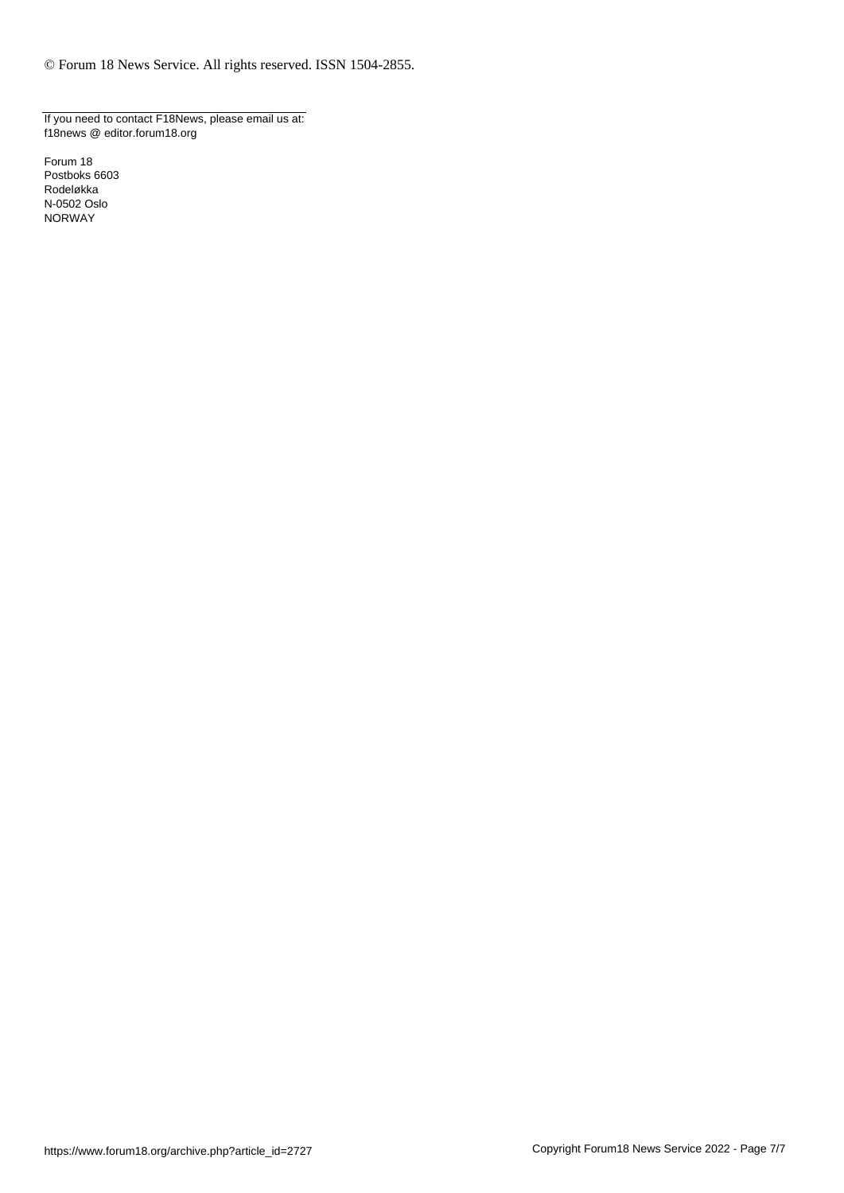© Forum 18 News Service. All rights reserved. ISSN 1504-2855.

If you need to contact F18News, please email us at:
f18news @ editor.forum18.org

Forum 18
Postboks 6603
Rodeløkka
N-0502 Oslo
NORWAY